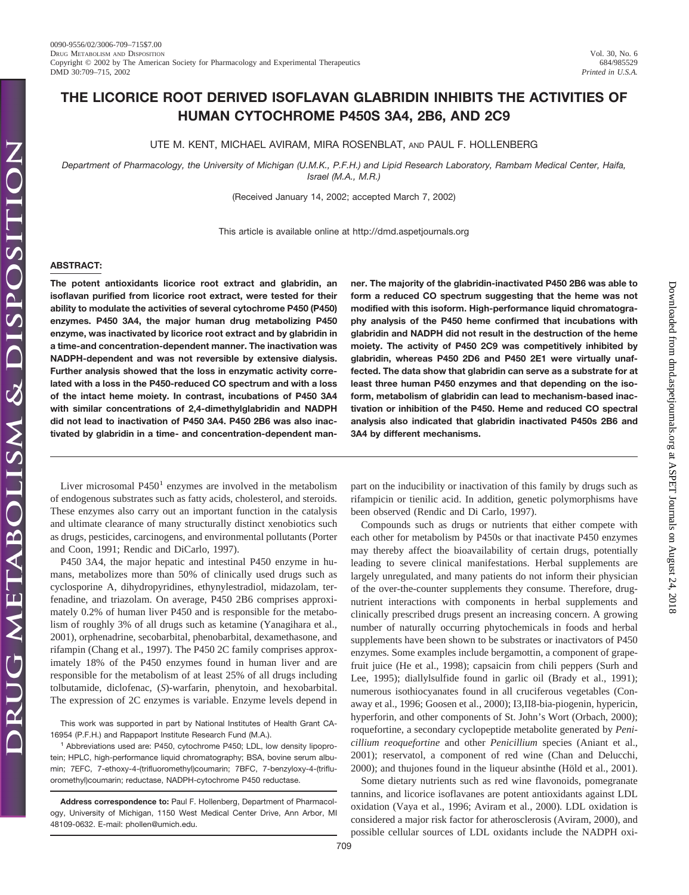# THE LICORICE ROOT DERIVED ISOFLAVAN GLABRIDIN INHIBITS THE ACTIVITIES OF HUMAN CYTOCHROME P450S 3A4, 2B6, AND 2C9

UTE M. KENT, MICHAEL AVIRAM, MIRA ROSENBLAT, AND PAUL F. HOLLENBERG

*Department of Pharmacology, the University of Michigan (U.M.K., P.F.H.) and Lipid Research Laboratory, Rambam Medical Center, Haifa, Israel (M.A., M.R.)*

(Received January 14, 2002; accepted March 7, 2002)

This article is available online at http://dmd.aspetjournals.org

## ABSTRACT:

**The potent antioxidants licorice root extract and glabridin, an isoflavan purified from licorice root extract, were tested for their ability to modulate the activities of several cytochrome P450 (P450) enzymes. P450 3A4, the major human drug metabolizing P450 enzyme, was inactivated by licorice root extract and by glabridin in a time-and concentration-dependent manner. The inactivation was NADPH-dependent and was not reversible by extensive dialysis. Further analysis showed that the loss in enzymatic activity correlated with a loss in the P450-reduced CO spectrum and with a loss of the intact heme moiety. In contrast, incubations of P450 3A4 with similar concentrations of 2,4-dimethylglabridin and NADPH did not lead to inactivation of P450 3A4. P450 2B6 was also inactivated by glabridin in a time- and concentration-dependent manner. The majority of the glabridin-inactivated P450 2B6 was able to form a reduced CO spectrum suggesting that the heme was not modified with this isoform. High-performance liquid chromatography analysis of the P450 heme confirmed that incubations with glabridin and NADPH did not result in the destruction of the heme moiety. The activity of P450 2C9 was competitively inhibited by glabridin, whereas P450 2D6 and P450 2E1 were virtually unaffected. The data show that glabridin can serve as a substrate for at least three human P450 enzymes and that depending on the isoform, metabolism of glabridin can lead to mechanism-based inactivation or inhibition of the P450. Heme and reduced CO spectral analysis also indicated that glabridin inactivated P450s 2B6 and 3A4 by different mechanisms.**

Liver microsomal P450[1] enzymes are involved in the metabolism of endogenous substrates such as fatty acids, cholesterol, and steroids. These enzymes also carry out an important function in the catalysis and ultimate clearance of many structurally distinct xenobiotics such as drugs, pesticides, carcinogens, and environmental pollutants (Porter and Coon, 1991; Rendic and DiCarlo, 1997).

P450 3A4, the major hepatic and intestinal P450 enzyme in humans, metabolizes more than 50% of clinically used drugs such as cyclosporine A, dihydropyridines, ethynylestradiol, midazolam, terfenadine, and triazolam. On average, P450 2B6 comprises approximately 0.2% of human liver P450 and is responsible for the metabolism of roughly 3% of all drugs such as ketamine (Yanagihara et al., 2001), orphenadrine, secobarbital, phenobarbital, dexamethasone, and rifampin (Chang et al., 1997). The P450 2C family comprises approximately 18% of the P450 enzymes found in human liver and are responsible for the metabolism of at least 25% of all drugs including tolbutamide, diclofenac, (*S*)-warfarin, phenytoin, and hexobarbital. The expression of 2C enzymes is variable. Enzyme levels depend in part on the inducibility or inactivation of this family by drugs such as rifampicin or tienilic acid. In addition, genetic polymorphisms have been observed (Rendic and Di Carlo, 1997).

Compounds such as drugs or nutrients that either compete with each other for metabolism by P450s or that inactivate P450 enzymes may thereby affect the bioavailability of certain drugs, potentially leading to severe clinical manifestations. Herbal supplements are largely unregulated, and many patients do not inform their physician of the over-the-counter supplements they consume. Therefore, drug-nutrient interactions with components in herbal supplements and clinically prescribed drugs present an increasing concern. A growing number of naturally occurring phytochemicals in foods and herbal supplements have been shown to be substrates or inactivators of P450 enzymes. Some examples include bergamottin, a component of grapefruit juice (He et al., 1998); capsaicin from chili peppers (Surh and Lee, 1995); diallylsulfide found in garlic oil (Brady et al., 1991); numerous isothiocyanates found in all cruciferous vegetables (Conaway et al., 1996; Goosen et al., 2000); I3,II8-bia-piogenin, hypericin, hyperforin, and other components of St. John's Wort (Orbach, 2000); roquefortine, a secondary cyclopeptide metabolite generated by *Penicillium reoquefortine* and other *Penicillium* species (Aniant et al., 2001); reservatol, a component of red wine (Chan and Delucchi, 2000); and thujones found in the liqueur absinthe (Höld et al., 2001).

Some dietary nutrients such as red wine flavonoids, pomegranate tannins, and licorice isoflavanes are potent antioxidants against LDL oxidation (Vaya et al., 1996; Aviram et al., 2000). LDL oxidation is considered a major risk factor for atherosclerosis (Aviram, 2000), and possible cellular sources of LDL oxidants include the NADPH oxi-

This work was supported in part by National Institutes of Health Grant CA-16954 (P.F.H.) and Rappaport Institute Research Fund (M.A.).

[1] Abbreviations used are: P450, cytochrome P450; LDL, low density lipoprotein; HPLC, high-performance liquid chromatography; BSA, bovine serum albumin; 7EFC, 7-ethoxy-4-(trifluoromethyl)coumarin; 7BFC, 7-benzyloxy-4-(trifluoromethyl)coumarin; reductase, NADPH-cytochrome P450 reductase.

**Address correspondence to:** Paul F. Hollenberg, Department of Pharmacology, University of Michigan, 1150 West Medical Center Drive, Ann Arbor, MI 48109-0632. E-mail: phollen@umich.edu.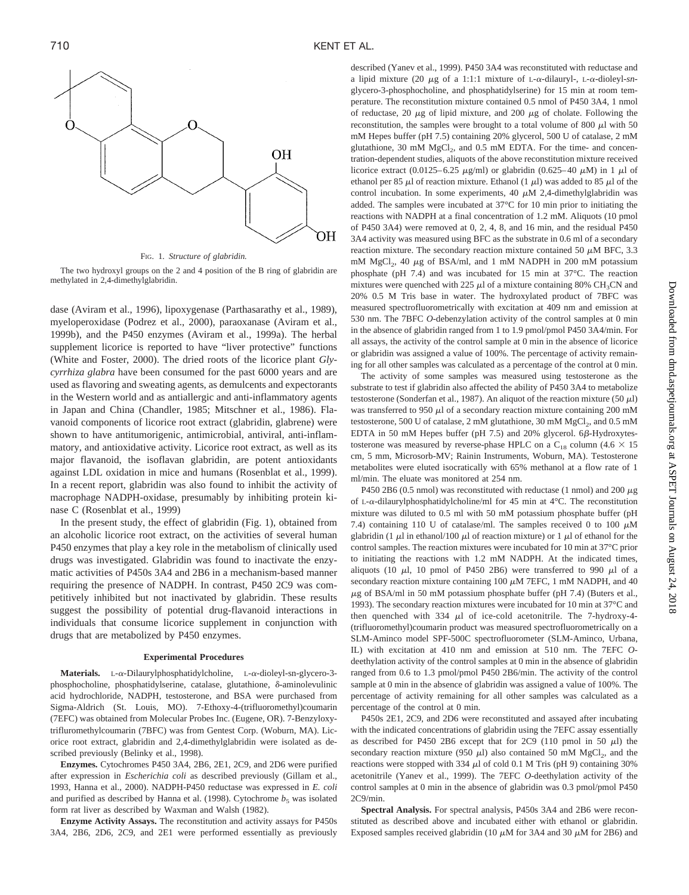FIG. 1. *Structure of glabridin.*

The two hydroxyl groups on the 2 and 4 position of the B ring of glabridin are methylated in 2,4-dimethylglabridin.

dase (Aviram et al., 1996), lipoxygenase (Parthasarathy et al., 1989), myeloperoxidase (Podrez et al., 2000), paraoxanase (Aviram et al., 1999b), and the P450 enzymes (Aviram et al., 1999a). The herbal supplement licorice is reported to have "liver protective" functions (White and Foster, 2000). The dried roots of the licorice plant *Glycyrrhiza glabra* have been consumed for the past 6000 years and are used as flavoring and sweating agents, as demulcents and expectorants in the Western world and as antiallergic and anti-inflammatory agents in Japan and China (Chandler, 1985; Mitschner et al., 1986). Flavanoid components of licorice root extract (glabridin, glabrene) were shown to have antitumorigenic, antimicrobial, antiviral, anti-inflammatory, and antioxidative activity. Licorice root extract, as well as its major flavanoid, the isoflavan glabridin, are potent antioxidants against LDL oxidation in mice and humans (Rosenblat et al., 1999). In a recent report, glabridin was also found to inhibit the activity of macrophage NADPH-oxidase, presumably by inhibiting protein kinase C (Rosenblat et al., 1999)

In the present study, the effect of glabridin (Fig. 1), obtained from an alcoholic licorice root extract, on the activities of several human P450 enzymes that play a key role in the metabolism of clinically used drugs was investigated. Glabridin was found to inactivate the enzymatic activities of P450s 3A4 and 2B6 in a mechanism-based manner requiring the presence of NADPH. In contrast, P450 2C9 was competitively inhibited but not inactivated by glabridin. These results suggest the possibility of potential drug-flavanoid interactions in individuals that consume licorice supplement in conjunction with drugs that are metabolized by P450 enzymes.

## Experimental Procedures

**Materials.** L-α-Dilaurylphosphatidylcholine, L-α-dioleyl-sn-glycero-3-phosphocholine, phosphatidylserine, catalase, glutathione, δ-aminolevulinic acid hydrochloride, NADPH, testosterone, and BSA were purchased from Sigma-Aldrich (St. Louis, MO). 7-Ethoxy-4-(trifluoromethyl)coumarin (7EFC) was obtained from Molecular Probes Inc. (Eugene, OR). 7-Benzyloxytrifluromethylcoumarin (7BFC) was from Gentest Corp. (Woburn, MA). Licorice root extract, glabridin and 2,4-dimethylglabridin were isolated as described previously (Belinky et al., 1998).

**Enzymes.** Cytochromes P450 3A4, 2B6, 2E1, 2C9, and 2D6 were purified after expression in *Escherichia coli* as described previously (Gillam et al., 1993, Hanna et al., 2000). NADPH-P450 reductase was expressed in *E. coli* and purified as described by Hanna et al. (1998). Cytochrome $b_5$ was isolated form rat liver as described by Waxman and Walsh (1982).

**Enzyme Activity Assays.** The reconstitution and activity assays for P450s 3A4, 2B6, 2D6, 2C9, and 2E1 were performed essentially as previously described (Yanev et al., 1999). P450 3A4 was reconstituted with reductase and a lipid mixture (20 μg of a 1:1:1 mixture of L-α-dilauryl-, L-α-dioleyl-*sn*-glycero-3-phosphocholine, and phosphatidylserine) for 15 min at room temperature. The reconstitution mixture contained 0.5 nmol of P450 3A4, 1 nmol of reductase, 20 μg of lipid mixture, and 200 μg of cholate. Following the reconstitution, the samples were brought to a total volume of 800 μl with 50 mM Hepes buffer (pH 7.5) containing 20% glycerol, 500 U of catalase, 2 mM glutathione, 30 mM $MgCl_2$, and 0.5 mM EDTA. For the time- and concentration-dependent studies, aliquots of the above reconstitution mixture received licorice extract (0.0125–6.25 μg/ml) or glabridin (0.625–40 μM) in 1 μl of ethanol per 85 μl of reaction mixture. Ethanol (1 μl) was added to 85 μl of the control incubation. In some experiments, 40 μM 2,4-dimethylglabridin was added. The samples were incubated at 37°C for 10 min prior to initiating the reactions with NADPH at a final concentration of 1.2 mM. Aliquots (10 pmol of P450 3A4) were removed at 0, 2, 4, 8, and 16 min, and the residual P450 3A4 activity was measured using BFC as the substrate in 0.6 ml of a secondary reaction mixture. The secondary reaction mixture contained 50 μM BFC, 3.3 mM $MgCl_2$, 40 μg of BSA/ml, and 1 mM NADPH in 200 mM potassium phosphate (pH 7.4) and was incubated for 15 min at 37°C. The reaction mixtures were quenched with 225 μl of a mixture containing 80% $CH_3CN$ and 20% 0.5 M Tris base in water. The hydroxylated product of 7BFC was measured spectrofluorometrically with excitation at 409 nm and emission at 530 nm. The 7BFC *O*-debenzylation activity of the control samples at 0 min in the absence of glabridin ranged from 1 to 1.9 pmol/pmol P450 3A4/min. For all assays, the activity of the control sample at 0 min in the absence of licorice or glabridin was assigned a value of 100%. The percentage of activity remaining for all other samples was calculated as a percentage of the control at 0 min.

The activity of some samples was measured using testosterone as the substrate to test if glabridin also affected the ability of P450 3A4 to metabolize testosterone (Sonderfan et al., 1987). An aliquot of the reaction mixture (50 μl) was transferred to 950 μl of a secondary reaction mixture containing 200 mM testosterone, 500 U of catalase, 2 mM glutathione, 30 mM $MgCl_2$, 0.5 mM EDTA in 50 mM Hepes buffer (pH 7.5) and 20% glycerol. 6β-Hydroxytestosterone was measured by reverse-phase HPLC on a $C_{18}$ column (4.6 × 15 cm, 5 mm, Microsorb-MV; Rainin Instruments, Woburn, MA). Testosterone metabolites were eluted isocratically with 65% methanol at a flow rate of 1 ml/min. The eluate was monitored at 254 nm.

P450 2B6 (0.5 nmol) was reconstituted with reductase (1 nmol) and 200 μg of L-α-dilaurylphosphatidylcholine/ml for 45 min at 4°C. The reconstitution mixture was diluted to 0.5 ml with 50 mM potassium phosphate buffer (pH 7.4) containing 110 U of catalase/ml. The samples received 0 to 100 μM glabridin (1 μl in ethanol/100 μl of reaction mixture) or 1 μl of ethanol for the control samples. The reaction mixtures were incubated for 10 min at 37°C prior to initiating the reactions with 1.2 mM NADPH. At the indicated times, aliquots (10 μl, 10 pmol of P450 2B6) were transferred to 990 μl of a secondary reaction mixture containing 100 μM 7EFC, 1 mM NADPH, and 40 μg of BSA/ml in 50 mM potassium phosphate buffer (pH 7.4) (Buters et al., 1993). The secondary reaction mixtures were incubated for 10 min at 37°C and then quenched with 334 μl of ice-cold acetonitrile. The 7-hydroxy-4-(trifluoromethyl)coumarin product was measured spectrofluorometrically on a SLM-Aminco model SPF-500C spectrofluorometer (SLM-Aminco, Urbana, IL) with excitation at 410 nm and emission at 510 nm. The 7EFC *O*-deethylation activity of the control samples at 0 min in the absence of glabridin ranged from 0.6 to 1.3 pmol/pmol P450 2B6/min. The activity of the control sample at 0 min in the absence of glabridin was assigned a value of 100%. The percentage of activity remaining for all other samples was calculated as a percentage of the control at 0 min.

P450s 2E1, 2C9, and 2D6 were reconstituted and assayed after incubating with the indicated concentrations of glabridin using the 7EFC assay essentially as described for P450 2B6 except that for 2C9 (110 pmol in 50 μl) the secondary reaction mixture (950 μl) also contained 50 mM $MgCl_2$, and the reactions were stopped with 334 μl of cold 0.1 M Tris (pH 9) containing 30% acetonitrile (Yanev et al., 1999). The 7EFC *O*-deethylation activity of the control samples at 0 min in the absence of glabridin was 0.3 pmol/pmol P450 2C9/min.

**Spectral Analysis.** For spectral analysis, P450s 3A4 and 2B6 were reconstituted as described above and incubated either with ethanol or glabridin. Exposed samples received glabridin (10 μM for 3A4 and 30 μM for 2B6) and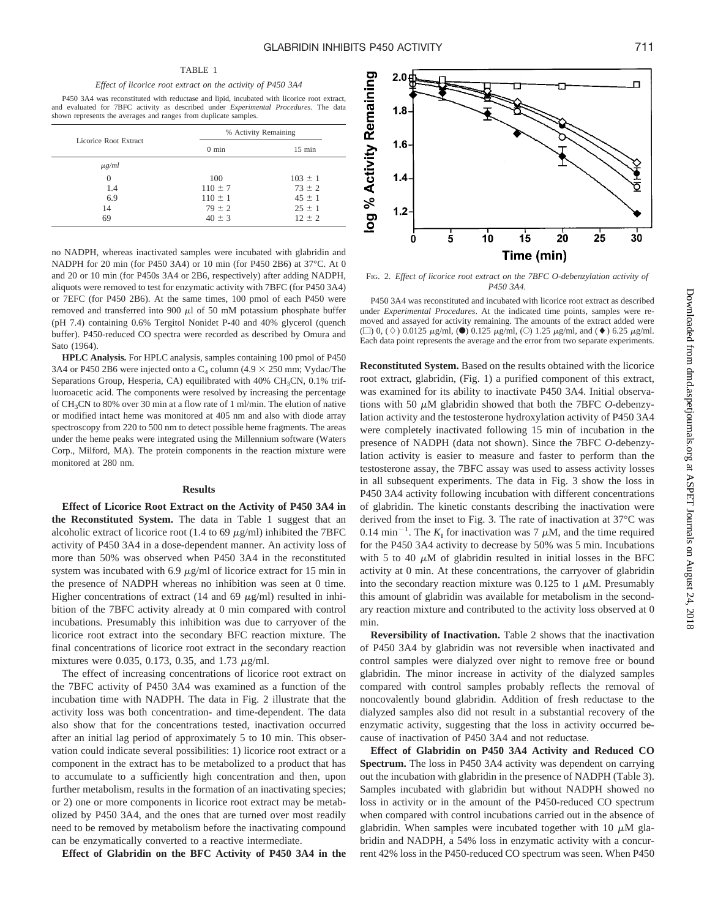TABLE 1

*Effect of licorice root extract on the activity of P450 3A4*

P450 3A4 was reconstituted with reductase and lipid, incubated with licorice root extract, and evaluated for 7BFC activity as described under *Experimental Procedures*. The data shown represents the averages and ranges from duplicate samples.

| Licorice Root Extract | % Activity Remaining | |
|---|---|---|
| | 0 min | 15 min |
| $\mu g/ml$ | | |
| 0 | 100 | 103 ± 1 |
| 1.4 | 110 ± 7 | 73 ± 2 |
| 6.9 | 110 ± 1 | 45 ± 1 |
| 14 | 79 ± 2 | 25 ± 1 |
| 69 | 40 ± 3 | 12 ± 2 |

no NADPH, whereas inactivated samples were incubated with glabridin and NADPH for 20 min (for P450 3A4) or 10 min (for P450 2B6) at 37°C. At 0 and 20 or 10 min (for P450s 3A4 or 2B6, respectively) after adding NADPH, aliquots were removed to test for enzymatic activity with 7BFC (for P450 3A4) or 7EFC (for P450 2B6). At the same times, 100 pmol of each P450 were removed and transferred into 900 $\mu$l of 50 mM potassium phosphate buffer (pH 7.4) containing 0.6% Tergitol Nonidet P-40 and 40% glycerol (quench buffer). P450-reduced CO spectra were recorded as described by Omura and Sato (1964).

**HPLC Analysis.** For HPLC analysis, samples containing 100 pmol of P450 3A4 or P450 2B6 were injected onto a $C_4$ column (4.9 × 250 mm; Vydac/The Separations Group, Hesperia, CA) equilibrated with 40% $CH_3CN$, 0.1% trifluoroacetic acid. The components were resolved by increasing the percentage of $CH_3CN$ to 80% over 30 min at a flow rate of 1 ml/min. The elution of native or modified intact heme was monitored at 405 nm and also with diode array spectroscopy from 220 to 500 nm to detect possible heme fragments. The areas under the heme peaks were integrated using the Millennium software (Waters Corp., Milford, MA). The protein components in the reaction mixture were monitored at 280 nm.

## Results

**Effect of Licorice Root Extract on the Activity of P450 3A4 in the Reconstituted System.** The data in Table 1 suggest that an alcoholic extract of licorice root (1.4 to 69 $\mu$g/ml) inhibited the 7BFC activity of P450 3A4 in a dose-dependent manner. An activity loss of more than 50% was observed when P450 3A4 in the reconstituted system was incubated with 6.9 $\mu$g/ml of licorice extract for 15 min in the presence of NADPH whereas no inhibition was seen at 0 time. Higher concentrations of extract (14 and 69 $\mu$g/ml) resulted in inhibition of the 7BFC activity already at 0 min compared with control incubations. Presumably this inhibition was due to carryover of the licorice root extract into the secondary BFC reaction mixture. The final concentrations of licorice root extract in the secondary reaction mixtures were 0.035, 0.173, 0.35, and 1.73 $\mu$g/ml.

The effect of increasing concentrations of licorice root extract on the 7BFC activity of P450 3A4 was examined as a function of the incubation time with NADPH. The data in Fig. 2 illustrate that the activity loss was both concentration- and time-dependent. The data also show that for the concentrations tested, inactivation occurred after an initial lag period of approximately 5 to 10 min. This observation could indicate several possibilities: 1) licorice root extract or a component in the extract has to be metabolized to a product that has to accumulate to a sufficiently high concentration and then, upon further metabolism, results in the formation of an inactivating species; or 2) one or more components in licorice root extract may be metabolized by P450 3A4, and the ones that are turned over most readily need to be removed by metabolism before the inactivating compound can be enzymatically converted to a reactive intermediate.

FIG. 2. *Effect of licorice root extract on the 7BFC O-debenzylation activity of P450 3A4.*

P450 3A4 was reconstituted and incubated with licorice root extract as described under *Experimental Procedures*. At the indicated time points, samples were removed and assayed for activity remaining. The amounts of the extract added were (□) 0, (◇) 0.0125 $\mu$g/ml, (●) 0.125 $\mu$g/ml, (○) 1.25 $\mu$g/ml, and (♦) 6.25 $\mu$g/ml. Each data point represents the average and the error from two separate experiments.

**Effect of Glabridin on the BFC Activity of P450 3A4 in the Reconstituted System.** Based on the results obtained with the licorice root extract, glabridin, (Fig. 1) a purified component of this extract, was examined for its ability to inactivate P450 3A4. Initial observations with 50 $\mu$M glabridin showed that both the 7BFC *O*-debenzylation activity and the testosterone hydroxylation activity of P450 3A4 were completely inactivated following 15 min of incubation in the presence of NADPH (data not shown). Since the 7BFC *O*-debenzylation activity is easier to measure and faster to perform than the testosterone assay, the 7BFC assay was used to assess activity losses in all subsequent experiments. The data in Fig. 3 show the loss in P450 3A4 activity following incubation with different concentrations of glabridin. The kinetic constants describing the inactivation were derived from the inset to Fig. 3. The rate of inactivation at 37°C was 0.14 $min^{-1}$. The $K_I$ for inactivation was 7 $\mu$M, and the time required for the P450 3A4 activity to decrease by 50% was 5 min. Incubations with 5 to 40 $\mu$M of glabridin resulted in initial losses in the BFC activity at 0 min. At these concentrations, the carryover of glabridin into the secondary reaction mixture was 0.125 to 1 $\mu$M. Presumably this amount of glabridin was available for metabolism in the secondary reaction mixture and contributed to the activity loss observed at 0 min.

**Reversibility of Inactivation.** Table 2 shows that the inactivation of P450 3A4 by glabridin was not reversible when inactivated and control samples were dialyzed over night to remove free or bound glabridin. The minor increase in activity of the dialyzed samples compared with control samples probably reflects the removal of noncovalently bound glabridin. Addition of fresh reductase to the dialyzed samples also did not result in a substantial recovery of the enzymatic activity, suggesting that the loss in activity occurred because of inactivation of P450 3A4 and not reductase.

**Effect of Glabridin on P450 3A4 Activity and Reduced CO Spectrum.** The loss in P450 3A4 activity was dependent on carrying out the incubation with glabridin in the presence of NADPH (Table 3). Samples incubated with glabridin but without NADPH showed no loss in activity or in the amount of the P450-reduced CO spectrum when compared with control incubations carried out in the absence of glabridin. When samples were incubated together with 10 $\mu$M glabridin and NADPH, a 54% loss in enzymatic activity with a concurrent 42% loss in the P450-reduced CO spectrum was seen. When P450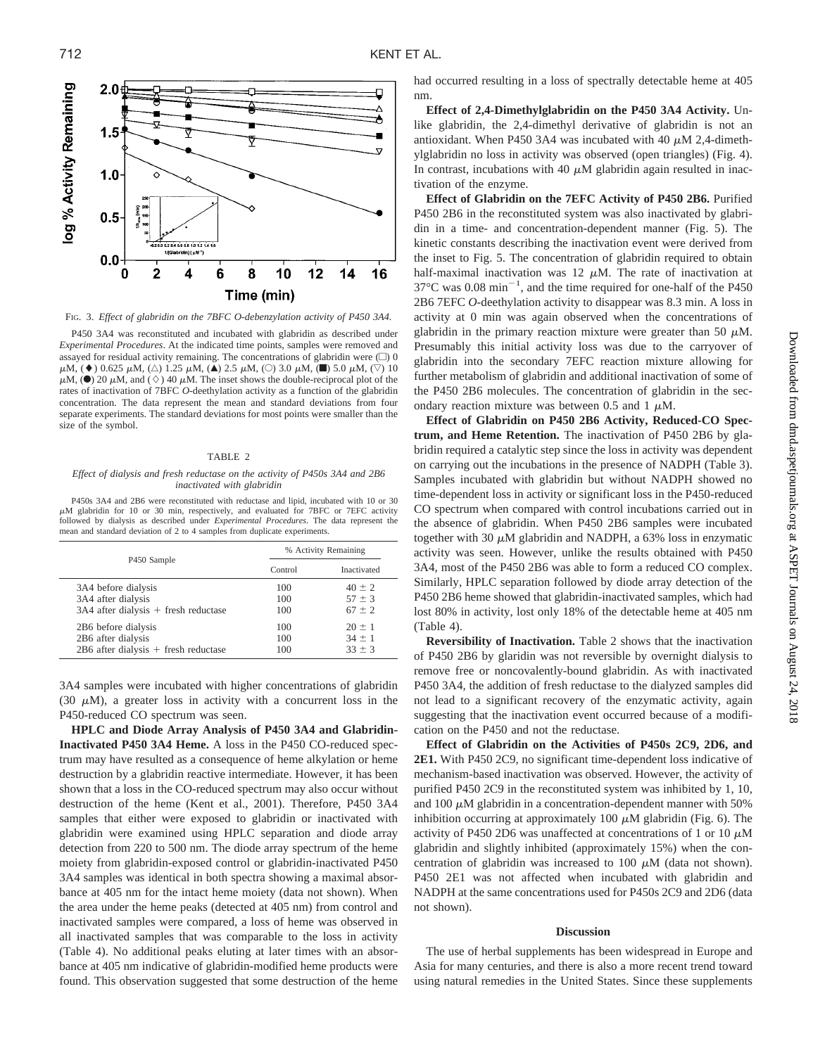FIG. 3. *Effect of glabridin on the 7BFC O-debenzylation activity of P450 3A4.*

P450 3A4 was reconstituted and incubated with glabridin as described under *Experimental Procedures*. At the indicated time points, samples were removed and assayed for residual activity remaining. The concentrations of glabridin were (□) 0 μM, (♦) 0.625 μM, (△) 1.25 μM, (▲) 2.5 μM, (○) 3.0 μM, (■) 5.0 μM, (▽) 10 μM, (●) 20 μM, and (◇) 40 μM. The inset shows the double-reciprocal plot of the rates of inactivation of 7BFC O-deethylation activity as a function of the glabridin concentration. The data represent the mean and standard deviations from four separate experiments. The standard deviations for most points were smaller than the size of the symbol.

TABLE 2

*Effect of dialysis and fresh reductase on the activity of P450s 3A4 and 2B6 inactivated with glabridin*

P450s 3A4 and 2B6 were reconstituted with reductase and lipid, incubated with 10 or 30 μM glabridin for 10 or 30 min, respectively, and evaluated for 7BFC or 7EFC activity followed by dialysis as described under *Experimental Procedures*. The data represent the mean and standard deviation of 2 to 4 samples from duplicate experiments.

| P450 Sample | % Activity Remaining | |
|---|---|---|
| | Control | Inactivated |
| 3A4 before dialysis | 100 | 40 ± 2 |
| 3A4 after dialysis | 100 | 57 ± 3 |
| 3A4 after dialysis + fresh reductase | 100 | 67 ± 2 |
| 2B6 before dialysis | 100 | 20 ± 1 |
| 2B6 after dialysis | 100 | 34 ± 1 |
| 2B6 after dialysis + fresh reductase | 100 | 33 ± 3 |

3A4 samples were incubated with higher concentrations of glabridin (30 μM), a greater loss in activity with a concurrent loss in the P450-reduced CO spectrum was seen.

**HPLC and Diode Array Analysis of P450 3A4 and Glabridin-Inactivated P450 3A4 Heme.** A loss in the P450 CO-reduced spectrum may have resulted as a consequence of heme alkylation or heme destruction by a glabridin reactive intermediate. However, it has been shown that a loss in the CO-reduced spectrum may also occur without destruction of the heme (Kent et al., 2001). Therefore, P450 3A4 samples that either were exposed to glabridin or inactivated with glabridin were examined using HPLC separation and diode array detection from 220 to 500 nm. The diode array spectrum of the heme moiety from glabridin-exposed control or glabridin-inactivated P450 3A4 samples was identical in both spectra showing a maximal absorbance at 405 nm for the intact heme moiety (data not shown). When the area under the heme peaks (detected at 405 nm) from control and inactivated samples were compared, a loss of heme was observed in all inactivated samples that was comparable to the loss in activity (Table 4). No additional peaks eluting at later times with an absorbance at 405 nm indicative of glabridin-modified heme products were found. This observation suggested that some destruction of the heme had occurred resulting in a loss of spectrally detectable heme at 405 nm.

**Effect of 2,4-Dimethylglabridin on the P450 3A4 Activity.** Unlike glabridin, the 2,4-dimethyl derivative of glabridin is not an antioxidant. When P450 3A4 was incubated with 40 μM 2,4-dimethylglabridin no loss in activity was observed (open triangles) (Fig. 4). In contrast, incubations with 40 μM glabridin again resulted in inactivation of the enzyme.

**Effect of Glabridin on the 7EFC Activity of P450 2B6.** Purified P450 2B6 in the reconstituted system was also inactivated by glabridin in a time- and concentration-dependent manner (Fig. 5). The kinetic constants describing the inactivation event were derived from the inset to Fig. 5. The concentration of glabridin required to obtain half-maximal inactivation was 12 μM. The rate of inactivation at 37°C was 0.08 $min^{-1}$, and the time required for one-half of the P450 2B6 7EFC O-deethylation activity to disappear was 8.3 min. A loss in activity at 0 min was again observed when the concentrations of glabridin in the primary reaction mixture were greater than 50 μM. Presumably this initial activity loss was due to the carryover of glabridin into the secondary 7EFC reaction mixture allowing for further metabolism of glabridin and additional inactivation of some of the P450 2B6 molecules. The concentration of glabridin in the secondary reaction mixture was between 0.5 and 1 μM.

**Effect of Glabridin on P450 2B6 Activity, Reduced-CO Spectrum, and Heme Retention.** The inactivation of P450 2B6 by glabridin required a catalytic step since the loss in activity was dependent on carrying out the incubations in the presence of NADPH (Table 3). Samples incubated with glabridin but without NADPH showed no time-dependent loss in activity or significant loss in the P450-reduced CO spectrum when compared with control incubations carried out in the absence of glabridin. When P450 2B6 samples were incubated together with 30 μM glabridin and NADPH, a 63% loss in enzymatic activity was seen. However, unlike the results obtained with P450 3A4, most of the P450 2B6 was able to form a reduced CO complex. Similarly, HPLC separation followed by diode array detection of the P450 2B6 heme showed that glabridin-inactivated samples, which had lost 80% in activity, lost only 18% of the detectable heme at 405 nm (Table 4).

**Reversibility of Inactivation.** Table 2 shows that the inactivation of P450 2B6 by glaridin was not reversible by overnight dialysis to remove free or noncovalently-bound glabridin. As with inactivated P450 3A4, the addition of fresh reductase to the dialyzed samples did not lead to a significant recovery of the enzymatic activity, again suggesting that the inactivation event occurred because of a modification on the P450 and not the reductase.

**Effect of Glabridin on the Activities of P450s 2C9, 2D6, and 2E1.** With P450 2C9, no significant time-dependent loss indicative of mechanism-based inactivation was observed. However, the activity of purified P450 2C9 in the reconstituted system was inhibited by 1, 10, and 100 μM glabridin in a concentration-dependent manner with 50% inhibition occurring at approximately 100 μM glabridin (Fig. 6). The activity of P450 2D6 was unaffected at concentrations of 1 or 10 μM glabridin and slightly inhibited (approximately 15%) when the concentration of glabridin was increased to 100 μM (data not shown). P450 2E1 was not affected when incubated with glabridin and NADPH at the same concentrations used for P450s 2C9 and 2D6 (data not shown).

## Discussion

The use of herbal supplements has been widespread in Europe and Asia for many centuries, and there is also a more recent trend toward using natural remedies in the United States. Since these supplements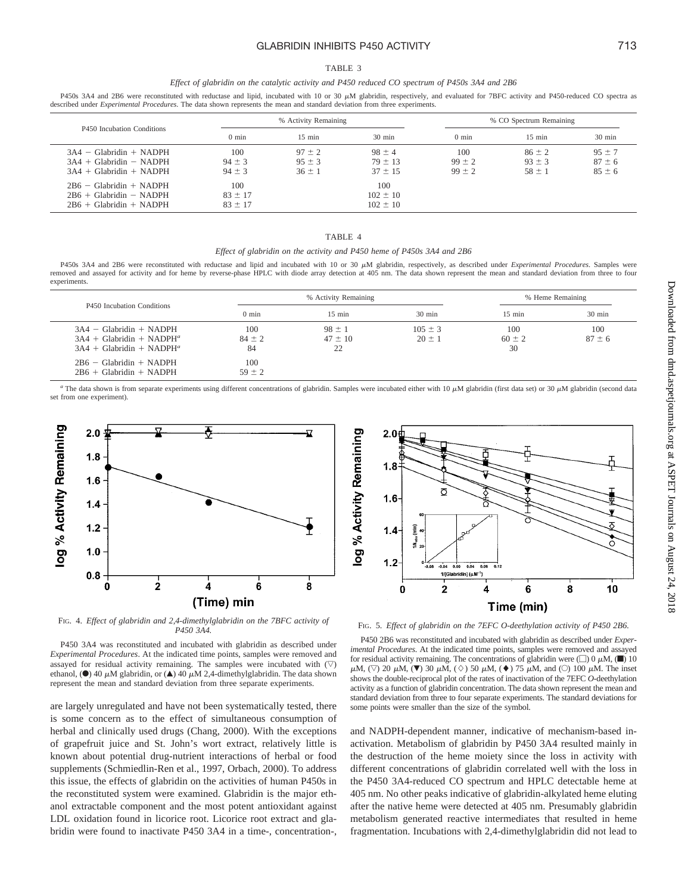TABLE 3

*Effect of glabridin on the catalytic activity and P450 reduced CO spectrum of P450s 3A4 and 2B6*

P450s 3A4 and 2B6 were reconstituted with reductase and lipid, incubated with 10 or 30 μM glabridin, respectively, and evaluated for 7BFC activity and P450-reduced CO spectra as described under *Experimental Procedures*. The data shown represents the mean and standard deviation from three experiments.

| P450 Incubation Conditions | % Activity Remaining | | | % CO Spectrum Remaining | | |
|---|---|---|---|---|---|---|
| | 0 min | 15 min | 30 min | 0 min | 15 min | 30 min |
| 3A4 − Glabridin + NADPH | 100 | 97 ± 2 | 98 ± 4 | 100 | 86 ± 2 | 95 ± 7 |
| 3A4 + Glabridin − NADPH | 94 ± 3 | 95 ± 3 | 79 ± 13 | 99 ± 2 | 93 ± 3 | 87 ± 6 |
| 3A4 + Glabridin + NADPH | 94 ± 3 | 36 ± 1 | 37 ± 15 | 99 ± 2 | 58 ± 1 | 85 ± 6 |
| 2B6 − Glabridin + NADPH | 100 | | 100 | | | |
| 2B6 + Glabridin − NADPH | 83 ± 17 | | 102 ± 10 | | | |
| 2B6 + Glabridin + NADPH | 83 ± 17 | | 102 ± 10 | | | |

TABLE 4

*Effect of glabridin on the activity and P450 heme of P450s 3A4 and 2B6*

P450s 3A4 and 2B6 were reconstituted with reductase and lipid and incubated with 10 or 30 μM glabridin, respectively, as described under *Experimental Procedures*. Samples were removed and assayed for activity and for heme by reverse-phase HPLC with diode array detection at 405 nm. The data shown represent the mean and standard deviation from three to four experiments.

| P450 Incubation Conditions | % Activity Remaining | | | % Heme Remaining | |
|---|---|---|---|---|---|
| | 0 min | 15 min | 30 min | 15 min | 30 min |
| 3A4 − Glabridin + NADPH | 100 | 98 ± 1 | 105 ± 3 | 100 | 100 |
| 3A4 + Glabridin + NADPH[a] | 84 ± 2 | 47 ± 10 | 20 ± 1 | 60 ± 2 | 87 ± 6 |
| 3A4 + Glabridin + NADPH[a] | 84 | 22 | | 30 | |
| 2B6 − Glabridin + NADPH | 100 | | | | |
| 2B6 + Glabridin + NADPH | 59 ± 2 | | | | |

[a] The data shown is from separate experiments using different concentrations of glabridin. Samples were incubated either with 10 μM glabridin (first data set) or 30 μM glabridin (second data set from one experiment).

FIG. 4. *Effect of glabridin and 2,4-dimethylglabridin on the 7BFC activity of P450 3A4.*

P450 3A4 was reconstituted and incubated with glabridin as described under *Experimental Procedures*. At the indicated time points, samples were removed and assayed for residual activity remaining. The samples were incubated with (▽) ethanol, (●) 40 μM glabridin, or (▲) 40 μM 2,4-dimethylglabridin. The data shown represent the mean and standard deviation from three separate experiments.

FIG. 5. *Effect of glabridin on the 7EFC O-deethylation activity of P450 2B6.*

P450 2B6 was reconstituted and incubated with glabridin as described under *Experimental Procedures*. At the indicated time points, samples were removed and assayed for residual activity remaining. The concentrations of glabridin were (□) 0 μM, (■) 10 μM, (▽) 20 μM, (▼) 30 μM, (◇) 50 μM, (◆) 75 μM, and (○) 100 μM. The inset shows the double-reciprocal plot of the rates of inactivation of the 7EFC *O*-deethylation activity as a function of glabridin concentration. The data shown represent the mean and standard deviation from three to four separate experiments. The standard deviations for some points were smaller than the size of the symbol.

are largely unregulated and have not been systematically tested, there is some concern as to the effect of simultaneous consumption of herbal and clinically used drugs (Chang, 2000). With the exceptions of grapefruit juice and St. John's wort extract, relatively little is known about potential drug-nutrient interactions of herbal or food supplements (Schmiedlin-Ren et al., 1997, Orbach, 2000). To address this issue, the effects of glabridin on the activities of human P450s in the reconstituted system were examined. Glabridin is the major ethanol extractable component and the most potent antioxidant against LDL oxidation found in licorice root. Licorice root extract and glabridin were found to inactivate P450 3A4 in a time-, concentration-, and NADPH-dependent manner, indicative of mechanism-based inactivation. Metabolism of glabridin by P450 3A4 resulted mainly in the destruction of the heme moiety since the loss in activity with different concentrations of glabridin correlated well with the loss in the P450 3A4-reduced CO spectrum and HPLC detectable heme at 405 nm. No other peaks indicative of glabridin-alkylated heme eluting after the native heme were detected at 405 nm. Presumably glabridin metabolism generated reactive intermediates that resulted in heme fragmentation. Incubations with 2,4-dimethylglabridin did not lead to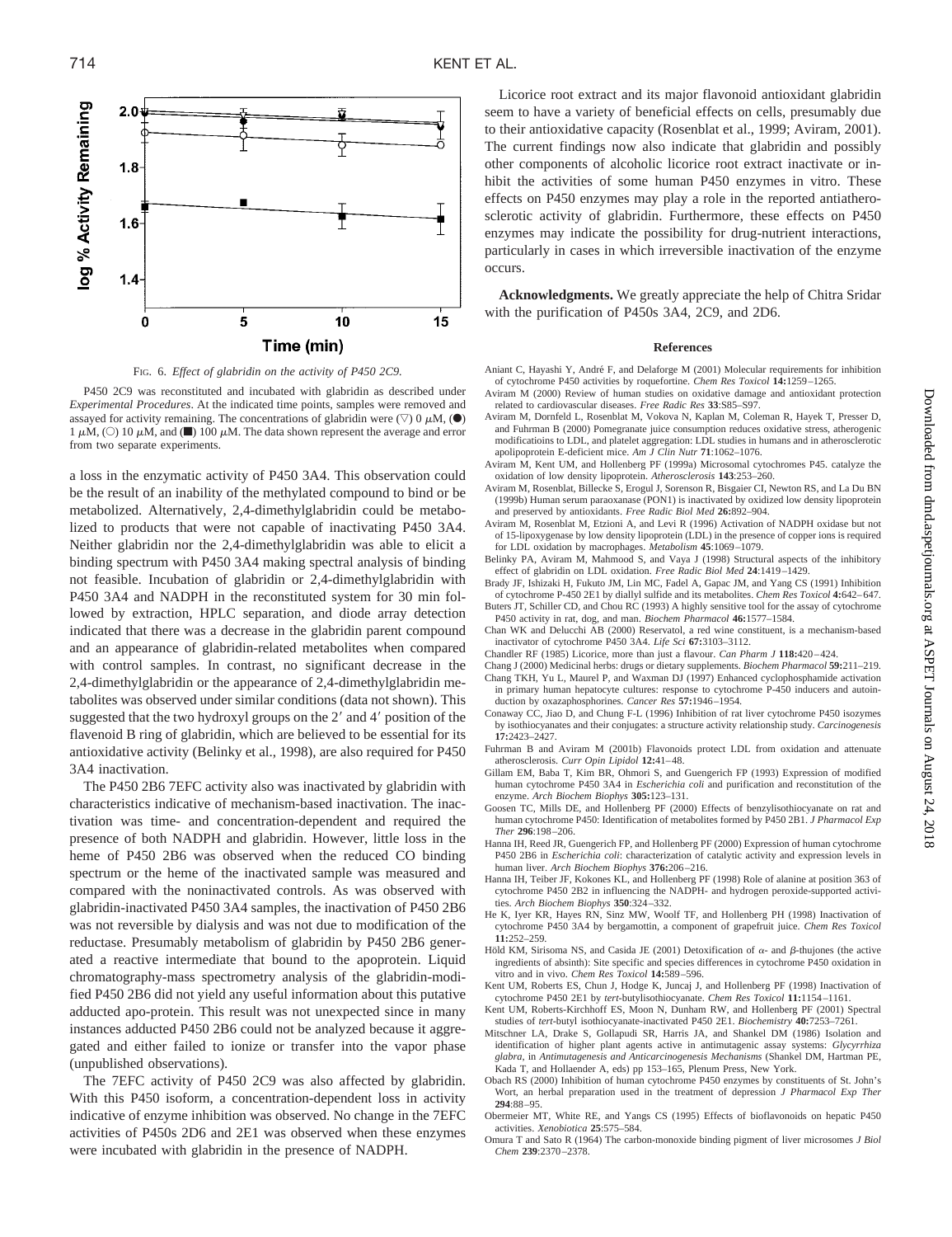FIG. 6. *Effect of glabridin on the activity of P450 2C9.*

P450 2C9 was reconstituted and incubated with glabridin as described under *Experimental Procedures*. At the indicated time points, samples were removed and assayed for activity remaining. The concentrations of glabridin were (▽) 0 μM, (●) 1 μM, (○) 10 μM, and (■) 100 μM. The data shown represent the average and error from two separate experiments.

a loss in the enzymatic activity of P450 3A4. This observation could be the result of an inability of the methylated compound to bind or be metabolized. Alternatively, 2,4-dimethylglabridin could be metabolized to products that were not capable of inactivating P450 3A4. Neither glabridin nor the 2,4-dimethylglabridin was able to elicit a binding spectrum with P450 3A4 making spectral analysis of binding not feasible. Incubation of glabridin or 2,4-dimethylglabridin with P450 3A4 and NADPH in the reconstituted system for 30 min followed by extraction, HPLC separation, and diode array detection indicated that there was a decrease in the glabridin parent compound and an appearance of glabridin-related metabolites when compared with control samples. In contrast, no significant decrease in the 2,4-dimethylglabridin or the appearance of 2,4-dimethylglabridin metabolites was observed under similar conditions (data not shown). This suggested that the two hydroxyl groups on the 2′ and 4′ position of the flavenoid B ring of glabridin, which are believed to be essential for its antioxidative activity (Belinky et al., 1998), are also required for P450 3A4 inactivation.

The P450 2B6 7EFC activity also was inactivated by glabridin with characteristics indicative of mechanism-based inactivation. The inactivation was time- and concentration-dependent and required the presence of both NADPH and glabridin. However, little loss in the heme of P450 2B6 was observed when the reduced CO binding spectrum or the heme of the inactivated sample was measured and compared with the noninactivated controls. As was observed with glabridin-inactivated P450 3A4 samples, the inactivation of P450 2B6 was not reversible by dialysis and was not due to modification of the reductase. Presumably metabolism of glabridin by P450 2B6 generated a reactive intermediate that bound to the apoprotein. Liquid chromatography-mass spectrometry analysis of the glabridin-modified P450 2B6 did not yield any useful information about this putative adducted apo-protein. This result was not unexpected since in many instances adducted P450 2B6 could not be analyzed because it aggregated and either failed to ionize or transfer into the vapor phase (unpublished observations).

The 7EFC activity of P450 2C9 was also affected by glabridin. With this P450 isoform, a concentration-dependent loss in activity indicative of enzyme inhibition was observed. No change in the 7EFC activities of P450s 2D6 and 2E1 was observed when these enzymes were incubated with glabridin in the presence of NADPH.

Licorice root extract and its major flavonoid antioxidant glabridin seem to have a variety of beneficial effects on cells, presumably due to their antioxidative capacity (Rosenblat et al., 1999; Aviram, 2001). The current findings now also indicate that glabridin and possibly other components of alcoholic licorice root extract inactivate or inhibit the activities of some human P450 enzymes in vitro. These effects on P450 enzymes may play a role in the reported antiatherosclerotic activity of glabridin. Furthermore, these effects on P450 enzymes may indicate the possibility for drug-nutrient interactions, particularly in cases in which irreversible inactivation of the enzyme occurs.

**Acknowledgments.** We greatly appreciate the help of Chitra Sridar with the purification of P450s 3A4, 2C9, and 2D6.

## References

Aniant C, Hayashi Y, André F, and Delaforge M (2001) Molecular requirements for inhibition of cytochrome P450 activities by roquefortine. *Chem Res Toxicol* **14:**1259–1265.

Aviram M (2000) Review of human studies on oxidative damage and antioxidant protection related to cardiovascular diseases. *Free Radic Res* **33**:S85–S97.

Aviram M, Dornfeld L, Rosenblat M, Vokova N, Kaplan M, Coleman R, Hayek T, Presser D, and Fuhrman B (2000) Pomegranate juice consumption reduces oxidative stress, atherogenic modificatioins to LDL, and platelet aggregation: LDL studies in humans and in atherosclerotic apolipoprotein E-deficient mice. *Am J Clin Nutr* **71**:1062–1076.

Aviram M, Kent UM, and Hollenberg PF (1999a) Microsomal cytochromes P45. catalyze the oxidation of low density lipoprotein. *Atherosclerosis* **143**:253–260.

Aviram M, Rosenblat M, Billecke S, Erogul J, Sorenson R, Bisgaier CI, Newton RS, and La Du BN (1999b) Human serum paraoxanase (PON1) is inactivated by oxidized low density lipoprotein and preserved by antioxidants. *Free Radic Biol Med* **26:**892–904.

Aviram M, Rosenblat M, Etzioni A, and Levi R (1996) Activation of NADPH oxidase but not of 15-lipoxygenase by low density lipoprotein (LDL) in the presence of copper ions is required for LDL oxidation by macrophages. *Metabolism* **45**:1069–1079.

Belinky PA, Aviram M, Mahmood S, and Vaya J (1998) Structural aspects of the inhibitory effect of glabridin on LDL oxidation. *Free Radic Biol Med* **24**:1419–1429.

Brady JF, Ishizaki H, Fukuto JM, Lin MC, Fadel A, Gapac JM, and Yang CS (1991) Inhibition of cytochrome P-450 2E1 by diallyl sulfide and its metabolites. *Chem Res Toxicol* **4:**642–647.

Buters JT, Schiller CD, and Chou RC (1993) A highly sensitive tool for the assay of cytochrome P450 activity in rat, dog, and man. *Biochem Pharmacol* **46:**1577–1584.

Chan WK and Delucchi AB (2000) Reservatol, a red wine constituent, is a mechanism-based inactivator of cytochrome P450 3A4. *Life Sci* **67:**3103–3112.

Chandler RF (1985) Licorice, more than just a flavour. *Can Pharm J* **118:**420–424.

Chang J (2000) Medicinal herbs: drugs or dietary supplements. *Biochem Pharmacol* **59:**211–219.

Chang TKH, Yu L, Maurel P, and Waxman DJ (1997) Enhanced cyclophosphamide activation in primary human hepatocyte cultures: response to cytochrome P-450 inducers and autoinduction by oxazaphosphorines. *Cancer Res* **57:**1946–1954.

Conaway CC, Jiao D, and Chung F-L (1996) Inhibition of rat liver cytochrome P450 isozymes by isothiocyanates and their conjugates: a structure activity relationship study. *Carcinogenesis* **17:**2423–2427.

Fuhrman B and Aviram M (2001b) Flavonoids protect LDL from oxidation and attenuate atherosclerosis. *Curr Opin Lipidol* **12:**41–48.

Gillam EM, Baba T, Kim BR, Ohmori S, and Guengerich FP (1993) Expression of modified human cytochrome P450 3A4 in *Escherichia coli* and purification and reconstitution of the enzyme. *Arch Biochem Biophys* **305:**123–131.

Goosen TC, Mills DE, and Hollenberg PF (2000) Effects of benzylisothiocyanate on rat and human cytochrome P450: Identification of metabolites formed by P450 2B1. *J Pharmacol Exp Ther* **296**:198–206.

Hanna IH, Reed JR, Guengerich FP, and Hollenberg PF (2000) Expression of human cytochrome P450 2B6 in *Escherichia coli*: characterization of catalytic activity and expression levels in human liver. *Arch Biochem Biophys* **376:**206–216.

Hanna IH, Teiber JF, Kokones KL, and Hollenberg PF (1998) Role of alanine at position 363 of cytochrome P450 2B2 in influencing the NADPH- and hydrogen peroxide-supported activities. *Arch Biochem Biophys* **350**:324–332.

He K, Iyer KR, Hayes RN, Sinz MW, Woolf TF, and Hollenberg PH (1998) Inactivation of cytochrome P450 3A4 by bergamottin, a component of grapefruit juice. *Chem Res Toxicol* **11:**252–259.

Höld KM, Sirisoma NS, and Casida JE (2001) Detoxification of α- and β-thujones (the active ingredients of absinth): Site specific and species differences in cytochrome P450 oxidation in vitro and in vivo. *Chem Res Toxicol* **14:**589–596.

Kent UM, Roberts ES, Chun J, Hodge K, Juncaj J, and Hollenberg PF (1998) Inactivation of cytochrome P450 2E1 by *tert*-butylisothiocyanate. *Chem Res Toxicol* **11:**1154–1161.

Kent UM, Roberts-Kirchhoff ES, Moon N, Dunham RW, and Hollenberg PF (2001) Spectral studies of *tert*-butyl isothiocyanate-inactivated P450 2E1. *Biochemistry* **40:**7253–7261.

Mitschner LA, Drake S, Gollapudi SR, Harris JA, and Shankel DM (1986) Isolation and identification of higher plant agents active in antimutagenic assay systems: *Glycyrrhiza glabra*, in *Antimutagenesis and Anticarcinogenesis Mechanisms* (Shankel DM, Hartman PE, Kada T, and Hollaender A, eds) pp 153–165, Plenum Press, New York.

Obach RS (2000) Inhibition of human cytochrome P450 enzymes by constituents of St. John's Wort, an herbal preparation used in the treatment of depression *J Pharmacol Exp Ther* **294**:88–95.

Obermeier MT, White RE, and Yangs CS (1995) Effects of bioflavonoids on hepatic P450 activities. *Xenobiotica* **25**:575–584.

Omura T and Sato R (1964) The carbon-monoxide binding pigment of liver microsomes *J Biol Chem* **239**:2370–2378.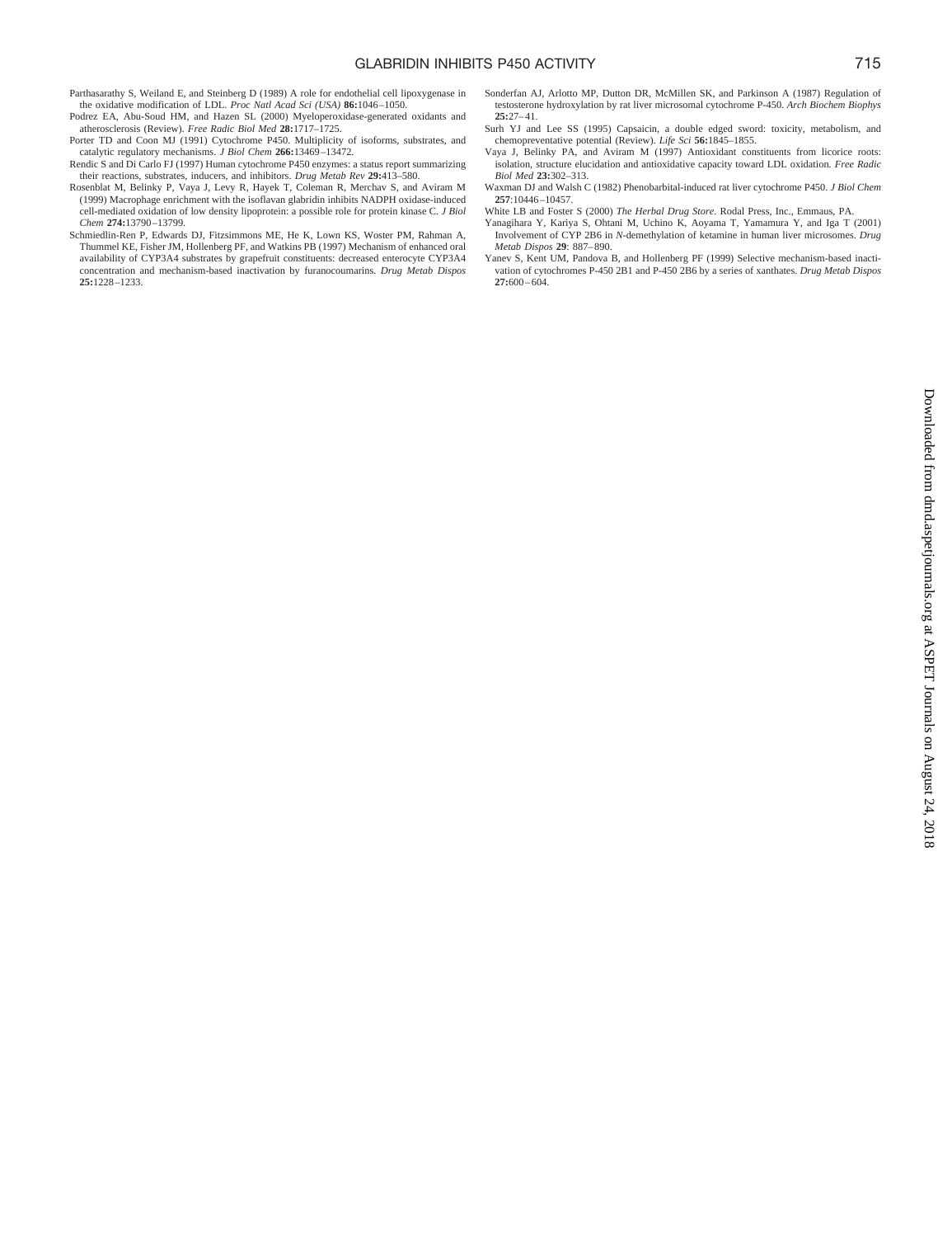Parthasarathy S, Weiland E, and Steinberg D (1989) A role for endothelial cell lipoxygenase in the oxidative modification of LDL. *Proc Natl Acad Sci (USA)* **86:**1046–1050.

Podrez EA, Abu-Soud HM, and Hazen SL (2000) Myeloperoxidase-generated oxidants and atherosclerosis (Review). *Free Radic Biol Med* **28:**1717–1725.

Porter TD and Coon MJ (1991) Cytochrome P450. Multiplicity of isoforms, substrates, and catalytic regulatory mechanisms. *J Biol Chem* **266:**13469–13472.

Rendic S and Di Carlo FJ (1997) Human cytochrome P450 enzymes: a status report summarizing their reactions, substrates, inducers, and inhibitors. *Drug Metab Rev* **29:**413–580.

Rosenblat M, Belinky P, Vaya J, Levy R, Hayek T, Coleman R, Merchav S, and Aviram M (1999) Macrophage enrichment with the isoflavan glabridin inhibits NADPH oxidase-induced cell-mediated oxidation of low density lipoprotein: a possible role for protein kinase C. *J Biol Chem* **274:**13790–13799.

Schmiedlin-Ren P, Edwards DJ, Fitzsimmons ME, He K, Lown KS, Woster PM, Rahman A, Thummel KE, Fisher JM, Hollenberg PF, and Watkins PB (1997) Mechanism of enhanced oral availability of CYP3A4 substrates by grapefruit constituents: decreased enterocyte CYP3A4 concentration and mechanism-based inactivation by furanocoumarins. *Drug Metab Dispos* **25:**1228–1233.

Sonderfan AJ, Arlotto MP, Dutton DR, McMillen SK, and Parkinson A (1987) Regulation of testosterone hydroxylation by rat liver microsomal cytochrome P-450. *Arch Biochem Biophys* **25:**27–41.

Surh YJ and Lee SS (1995) Capsaicin, a double edged sword: toxicity, metabolism, and chemopreventative potential (Review). *Life Sci* **56:**1845–1855.

Vaya J, Belinky PA, and Aviram M (1997) Antioxidant constituents from licorice roots: isolation, structure elucidation and antioxidative capacity toward LDL oxidation. *Free Radic Biol Med* **23:**302–313.

Waxman DJ and Walsh C (1982) Phenobarbital-induced rat liver cytochrome P450. *J Biol Chem* **257**:10446–10457.

White LB and Foster S (2000) *The Herbal Drug Store*. Rodal Press, Inc., Emmaus, PA.

Yanagihara Y, Kariya S, Ohtani M, Uchino K, Aoyama T, Yamamura Y, and Iga T (2001) Involvement of CYP 2B6 in *N*-demethylation of ketamine in human liver microsomes. *Drug Metab Dispos* **29**: 887–890.

Yanev S, Kent UM, Pandova B, and Hollenberg PF (1999) Selective mechanism-based inactivation of cytochromes P-450 2B1 and P-450 2B6 by a series of xanthates. *Drug Metab Dispos* **27:**600–604.